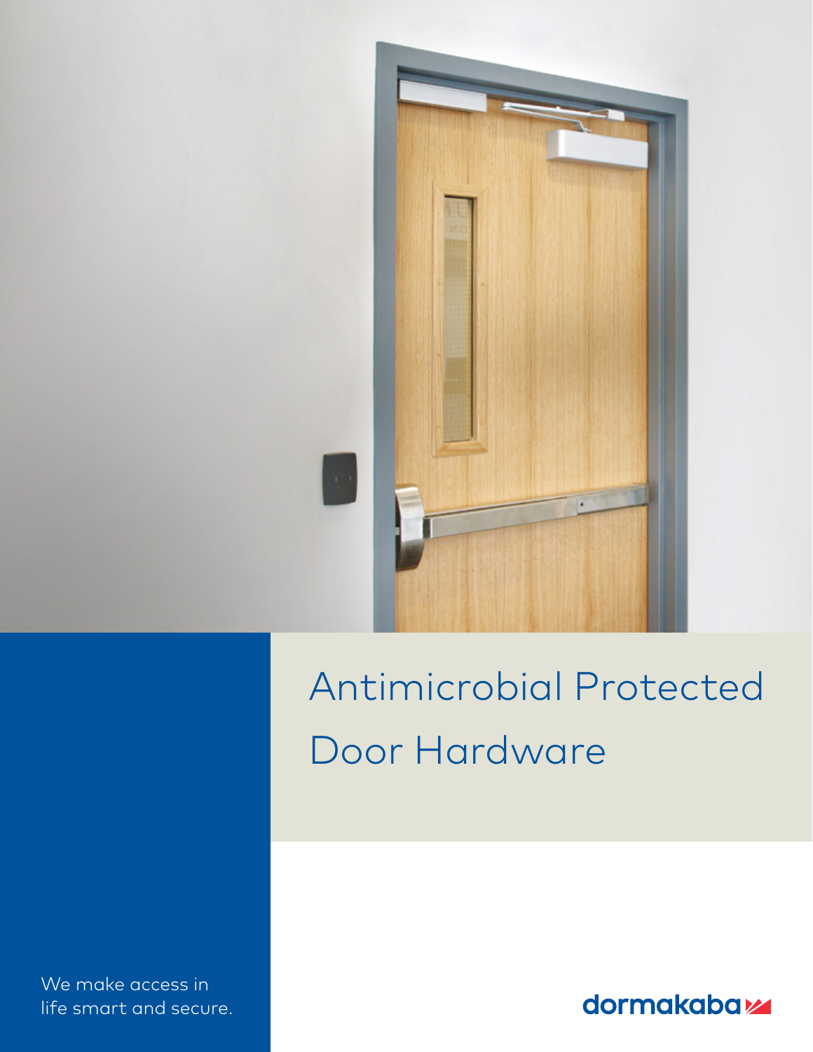# Antimicrobial Protected Door Hardware

We make access in life smart and secure.

dormakaba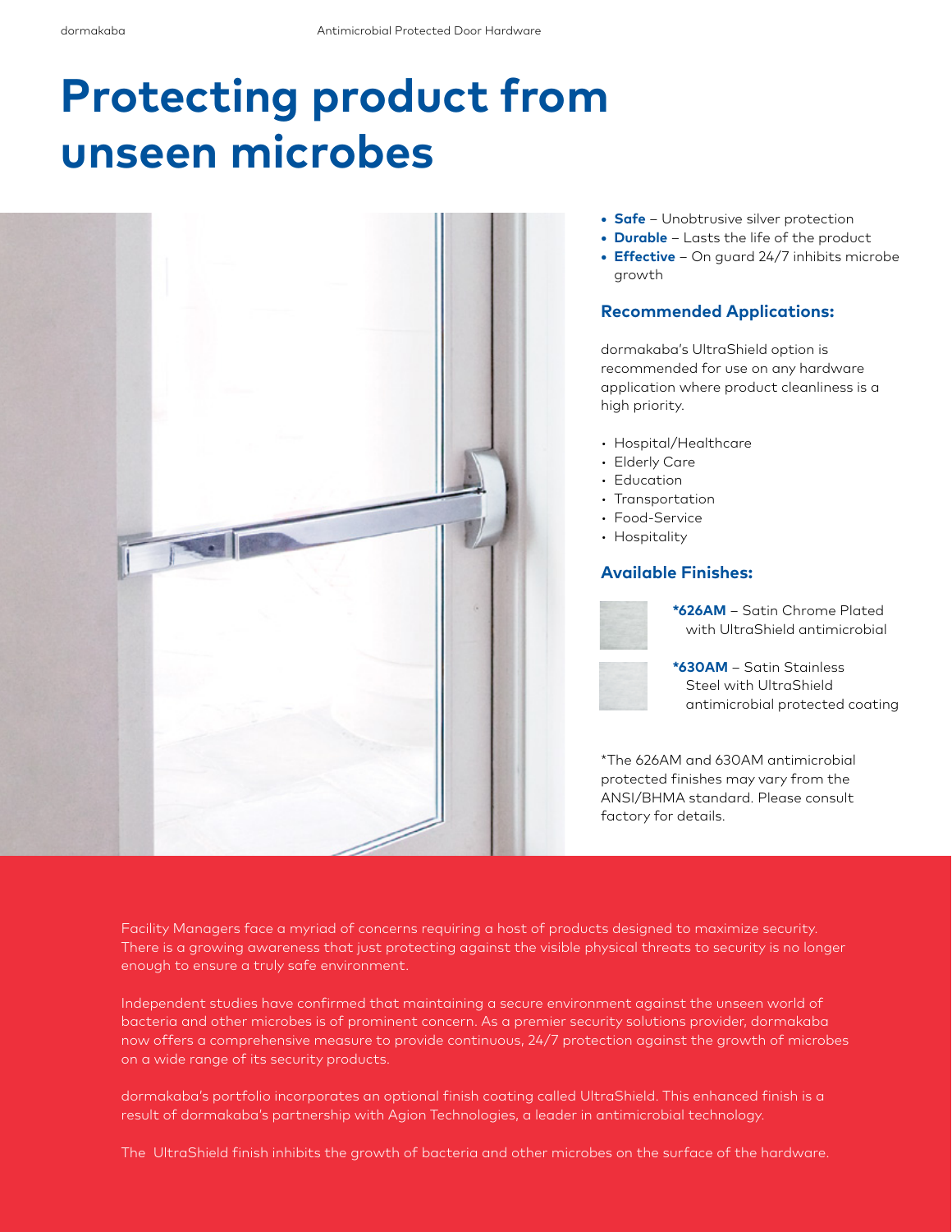# Protecting product from unseen microbes

- **Safe** – Unobtrusive silver protection
- **Durable** – Lasts the life of the product
- **Effective** – On guard 24/7 inhibits microbe growth

### Recommended Applications:

dormakaba's UltraShield option is recommended for use on any hardware application where product cleanliness is a high priority.

- Hospital/Healthcare
- Elderly Care
- Education
- Transportation
- Food-Service
- Hospitality

### Available Finishes:

**\*626AM** – Satin Chrome Plated with UltraShield antimicrobial

**\*630AM** – Satin Stainless Steel with UltraShield antimicrobial protected coating

*The 626AM and 630AM antimicrobial protected finishes may vary from the ANSI/BHMA standard. Please consult factory for details.

Facility Managers face a myriad of concerns requiring a host of products designed to maximize security. There is a growing awareness that just protecting against the visible physical threats to security is no longer enough to ensure a truly safe environment.

Independent studies have confirmed that maintaining a secure environment against the unseen world of bacteria and other microbes is of prominent concern. As a premier security solutions provider, dormakaba now offers a comprehensive measure to provide continuous, 24/7 protection against the growth of microbes on a wide range of its security products.

dormakaba's portfolio incorporates an optional finish coating called UltraShield. This enhanced finish is a result of dormakaba's partnership with Agion Technologies, a leader in antimicrobial technology.

The UltraShield finish inhibits the growth of bacteria and other microbes on the surface of the hardware.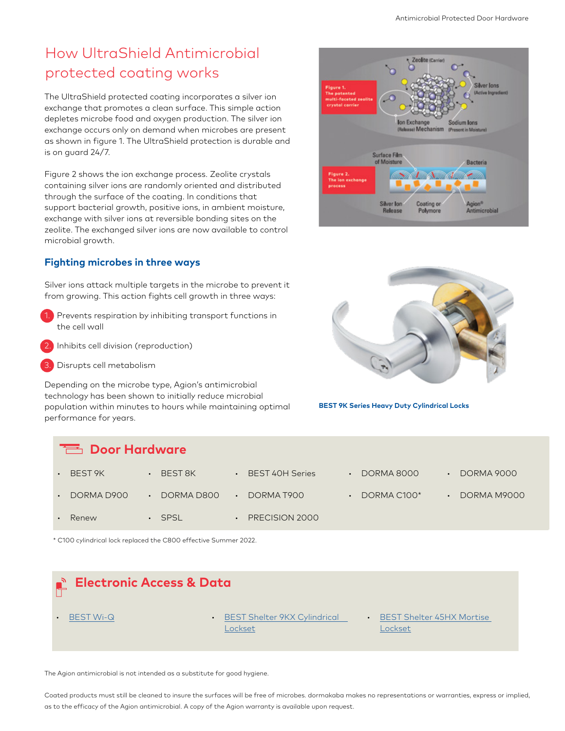# How UltraShield Antimicrobial protected coating works

The UltraShield protected coating incorporates a silver ion exchange that promotes a clean surface. This simple action depletes microbe food and oxygen production. The silver ion exchange occurs only on demand when microbes are present as shown in figure 1. The UltraShield protection is durable and is on guard 24/7.

Figure 2 shows the ion exchange process. Zeolite crystals containing silver ions are randomly oriented and distributed through the surface of the coating. In conditions that support bacterial growth, positive ions, in ambient moisture, exchange with silver ions at reversible bonding sites on the zeolite. The exchanged silver ions are now available to control microbial growth.

## Fighting microbes in three ways

Silver ions attack multiple targets in the microbe to prevent it from growing. This action fights cell growth in three ways:

1. Prevents respiration by inhibiting transport functions in the cell wall
2. Inhibits cell division (reproduction)
3. Disrupts cell metabolism

Depending on the microbe type, Agion's antimicrobial technology has been shown to initially reduce microbial population within minutes to hours while maintaining optimal performance for years.

**BEST 9K Series Heavy Duty Cylindrical Locks**

## Door Hardware

- BEST 9K
- BEST 8K
- BEST 40H Series
- DORMA 8000
- DORMA 9000
- DORMA D900
- DORMA D800
- DORMA T900
- DORMA C100*
- DORMA M9000
- Renew
- SPSL
- PRECISION 2000

* C100 cylindrical lock replaced the C800 effective Summer 2022.

## Electronic Access & Data

- BEST Wi-Q
- BEST Shelter 9KX Cylindrical Lockset
- BEST Shelter 45HX Mortise Lockset

The Agion antimicrobial is not intended as a substitute for good hygiene.

Coated products must still be cleaned to insure the surfaces will be free of microbes. dormakaba makes no representations or warranties, express or implied, as to the efficacy of the Agion antimicrobial. A copy of the Agion warranty is available upon request.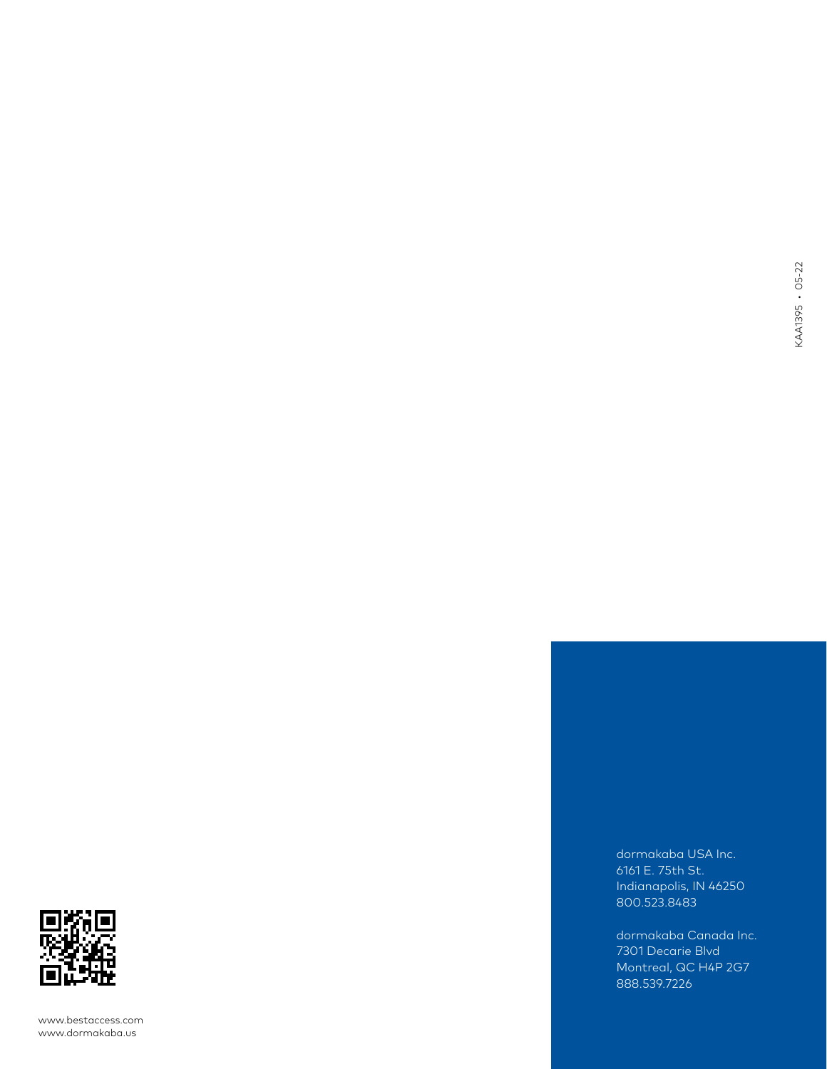KAA1395 • 05-22

dormakaba USA Inc.
6161 E. 75th St.
Indianapolis, IN 46250
800.523.8483

dormakaba Canada Inc.
7301 Decarie Blvd
Montreal, QC H4P 2G7
888.539.7226

www.bestaccess.com
www.dormakaba.us